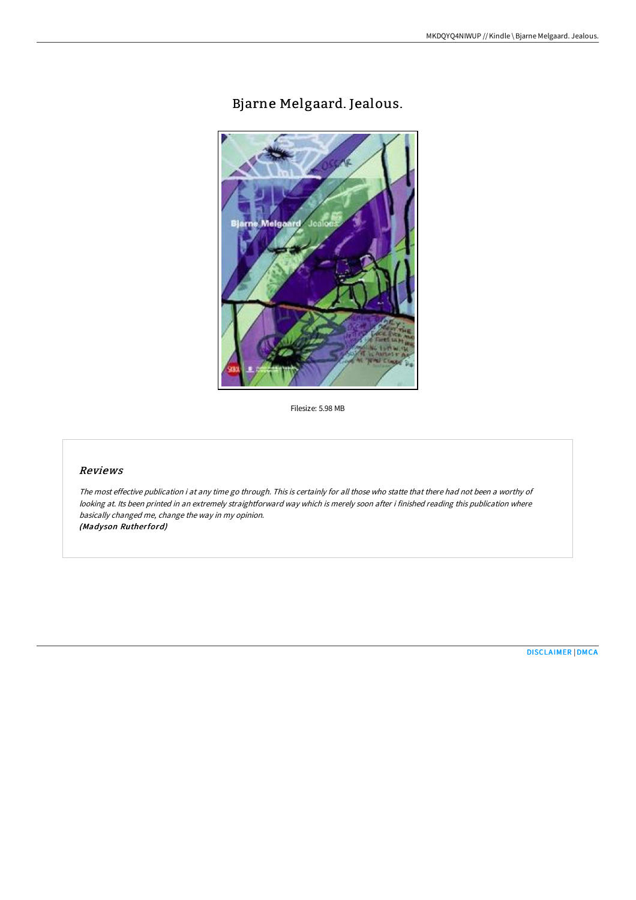# Bjarne Melgaard. Jealous.

Filesize: 5.98 MB

## Reviews

*The most effective publication i at any time go through. This is certainly for all those who statte that there had not been a worthy of looking at. Its been printed in an extremely straightforward way which is merely soon after i finished reading this publication where basically changed me, change the way in my opinion.*
***(Madyson Rutherford)***

[DISCLAIMER](#) | [DMCA](#)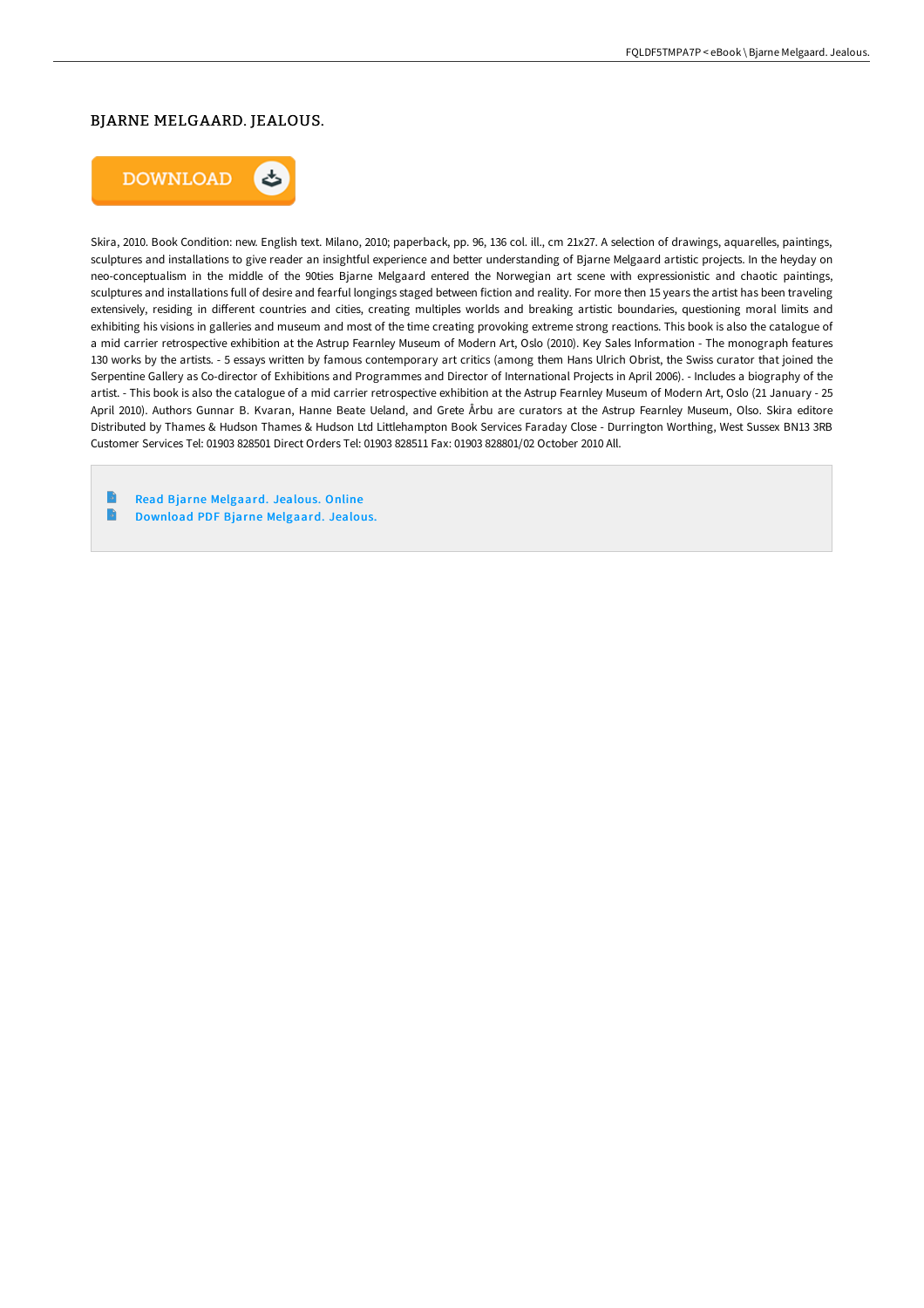# BJARNE MELGAARD. JEALOUS.

DOWNLOAD

Skira, 2010. Book Condition: new. English text. Milano, 2010; paperback, pp. 96, 136 col. ill., cm 21x27. A selection of drawings, aquarelles, paintings, sculptures and installations to give reader an insightful experience and better understanding of Bjarne Melgaard artistic projects. In the heyday on neo-conceptualism in the middle of the 90ties Bjarne Melgaard entered the Norwegian art scene with expressionistic and chaotic paintings, sculptures and installations full of desire and fearful longings staged between fiction and reality. For more then 15 years the artist has been traveling extensively, residing in different countries and cities, creating multiples worlds and breaking artistic boundaries, questioning moral limits and exhibiting his visions in galleries and museum and most of the time creating provoking extreme strong reactions. This book is also the catalogue of a mid carrier retrospective exhibition at the Astrup Fearnley Museum of Modern Art, Oslo (2010). Key Sales Information - The monograph features 130 works by the artists. - 5 essays written by famous contemporary art critics (among them Hans Ulrich Obrist, the Swiss curator that joined the Serpentine Gallery as Co-director of Exhibitions and Programmes and Director of International Projects in April 2006). - Includes a biography of the artist. - This book is also the catalogue of a mid carrier retrospective exhibition at the Astrup Fearnley Museum of Modern Art, Oslo (21 January - 25 April 2010). Authors Gunnar B. Kvaran, Hanne Beate Ueland, and Grete Årbu are curators at the Astrup Fearnley Museum, Olso. Skira editore Distributed by Thames & Hudson Thames & Hudson Ltd Littlehampton Book Services Faraday Close - Durrington Worthing, West Sussex BN13 3RB Customer Services Tel: 01903 828501 Direct Orders Tel: 01903 828511 Fax: 01903 828801/02 October 2010 All.

- Read Bjarne Melgaard. Jealous. Online
- Download PDF Bjarne Melgaard. Jealous.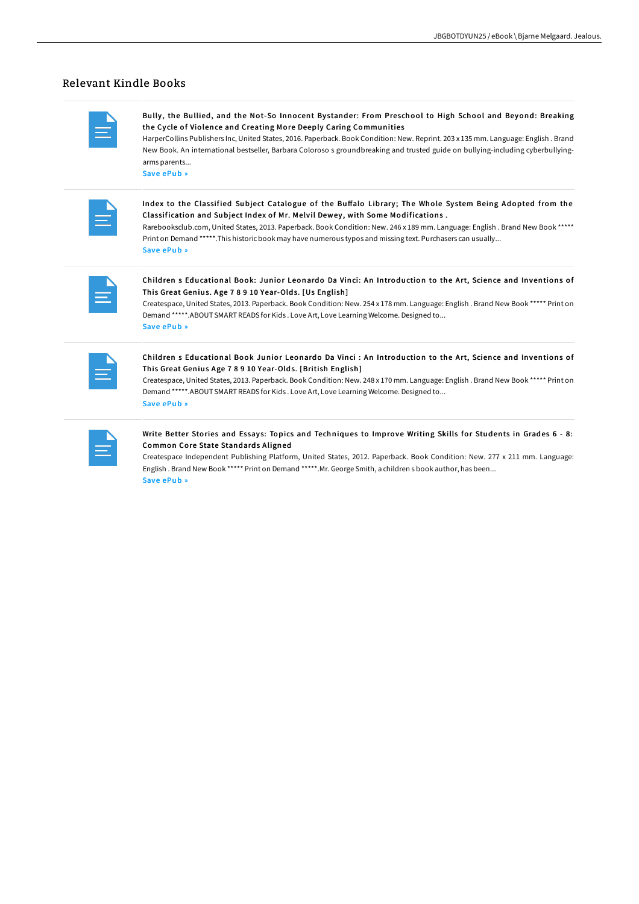## Relevant Kindle Books

**Bully, the Bullied, and the Not-So Innocent Bystander: From Preschool to High School and Beyond: Breaking the Cycle of Violence and Creating More Deeply Caring Communities**

HarperCollins Publishers Inc, United States, 2016. Paperback. Book Condition: New. Reprint. 203 x 135 mm. Language: English . Brand New Book. An international bestseller, Barbara Coloroso s groundbreaking and trusted guide on bullying-including cyberbullying-arms parents...

Save ePub »

**Index to the Classified Subject Catalogue of the Buffalo Library; The Whole System Being Adopted from the Classification and Subject Index of Mr. Melvil Dewey, with Some Modifications .**

Rarebooksclub.com, United States, 2013. Paperback. Book Condition: New. 246 x 189 mm. Language: English . Brand New Book ***** Print on Demand *****.This historic book may have numerous typos and missing text. Purchasers can usually...

Save ePub »

**Children s Educational Book: Junior Leonardo Da Vinci: An Introduction to the Art, Science and Inventions of This Great Genius. Age 7 8 9 10 Year-Olds. [Us English]**

Createspace, United States, 2013. Paperback. Book Condition: New. 254 x 178 mm. Language: English . Brand New Book ***** Print on Demand *****.ABOUT SMART READS for Kids . Love Art, Love Learning Welcome. Designed to...

Save ePub »

**Children s Educational Book Junior Leonardo Da Vinci : An Introduction to the Art, Science and Inventions of This Great Genius Age 7 8 9 10 Year-Olds. [British English]**

Createspace, United States, 2013. Paperback. Book Condition: New. 248 x 170 mm. Language: English . Brand New Book ***** Print on Demand *****.ABOUT SMART READS for Kids . Love Art, Love Learning Welcome. Designed to...

Save ePub »

**Write Better Stories and Essays: Topics and Techniques to Improve Writing Skills for Students in Grades 6 - 8: Common Core State Standards Aligned**

Createspace Independent Publishing Platform, United States, 2012. Paperback. Book Condition: New. 277 x 211 mm. Language: English . Brand New Book ***** Print on Demand *****.Mr. George Smith, a children s book author, has been...

Save ePub »